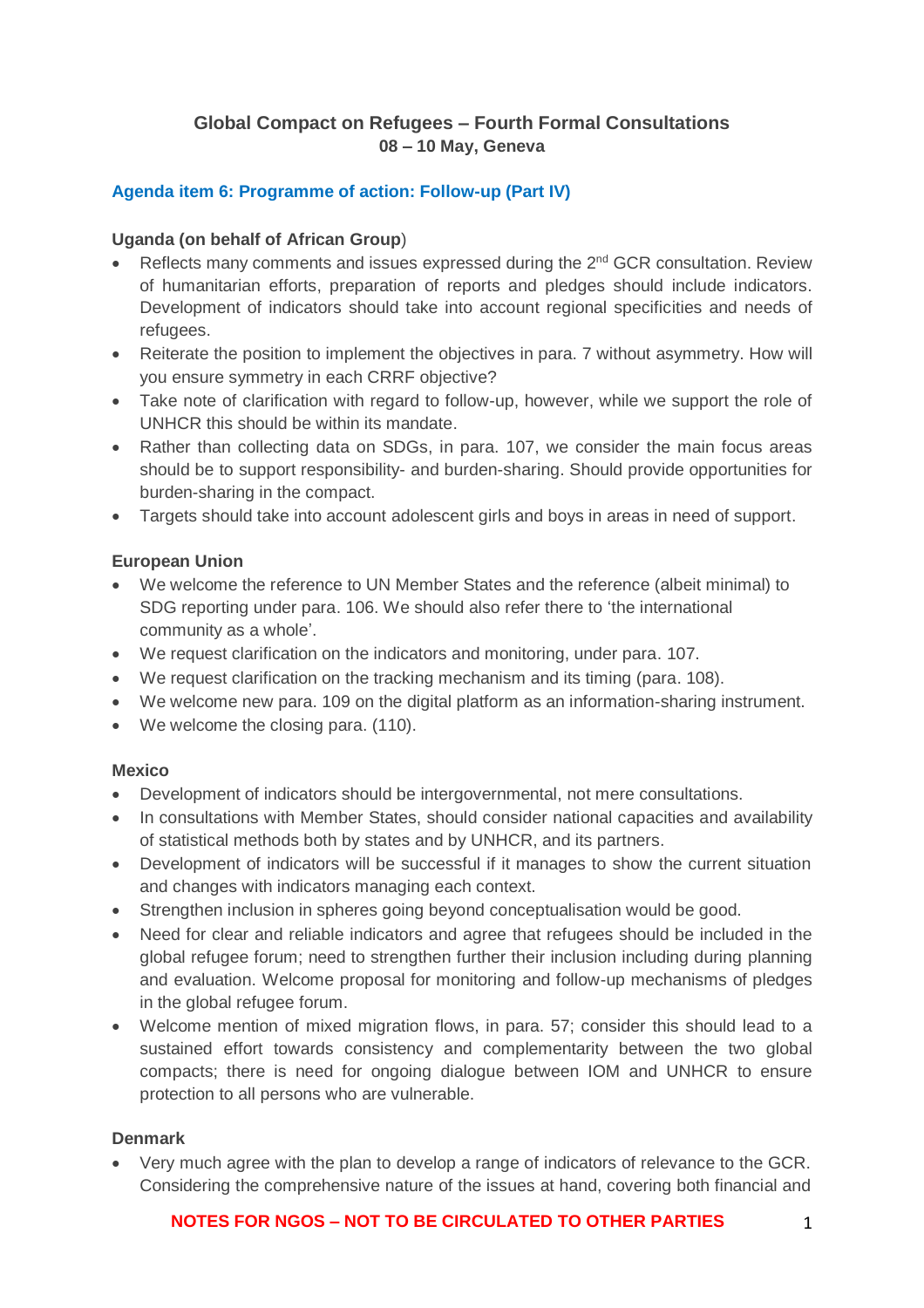**Global Compact on Refugees – Fourth Formal Consultations**
**08 – 10 May, Geneva**

## Agenda item 6: Programme of action: Follow-up (Part IV)

### Uganda (on behalf of African Group)

- Reflects many comments and issues expressed during the 2nd GCR consultation. Review of humanitarian efforts, preparation of reports and pledges should include indicators. Development of indicators should take into account regional specificities and needs of refugees.
- Reiterate the position to implement the objectives in para. 7 without asymmetry. How will you ensure symmetry in each CRRF objective?
- Take note of clarification with regard to follow-up, however, while we support the role of UNHCR this should be within its mandate.
- Rather than collecting data on SDGs, in para. 107, we consider the main focus areas should be to support responsibility- and burden-sharing. Should provide opportunities for burden-sharing in the compact.
- Targets should take into account adolescent girls and boys in areas in need of support.

### European Union

- We welcome the reference to UN Member States and the reference (albeit minimal) to SDG reporting under para. 106. We should also refer there to 'the international community as a whole'.
- We request clarification on the indicators and monitoring, under para. 107.
- We request clarification on the tracking mechanism and its timing (para. 108).
- We welcome new para. 109 on the digital platform as an information-sharing instrument.
- We welcome the closing para. (110).

### Mexico

- Development of indicators should be intergovernmental, not mere consultations.
- In consultations with Member States, should consider national capacities and availability of statistical methods both by states and by UNHCR, and its partners.
- Development of indicators will be successful if it manages to show the current situation and changes with indicators managing each context.
- Strengthen inclusion in spheres going beyond conceptualisation would be good.
- Need for clear and reliable indicators and agree that refugees should be included in the global refugee forum; need to strengthen further their inclusion including during planning and evaluation. Welcome proposal for monitoring and follow-up mechanisms of pledges in the global refugee forum.
- Welcome mention of mixed migration flows, in para. 57; consider this should lead to a sustained effort towards consistency and complementarity between the two global compacts; there is need for ongoing dialogue between IOM and UNHCR to ensure protection to all persons who are vulnerable.

### Denmark

- Very much agree with the plan to develop a range of indicators of relevance to the GCR. Considering the comprehensive nature of the issues at hand, covering both financial and

NOTES FOR NGOS – NOT TO BE CIRCULATED TO OTHER PARTIES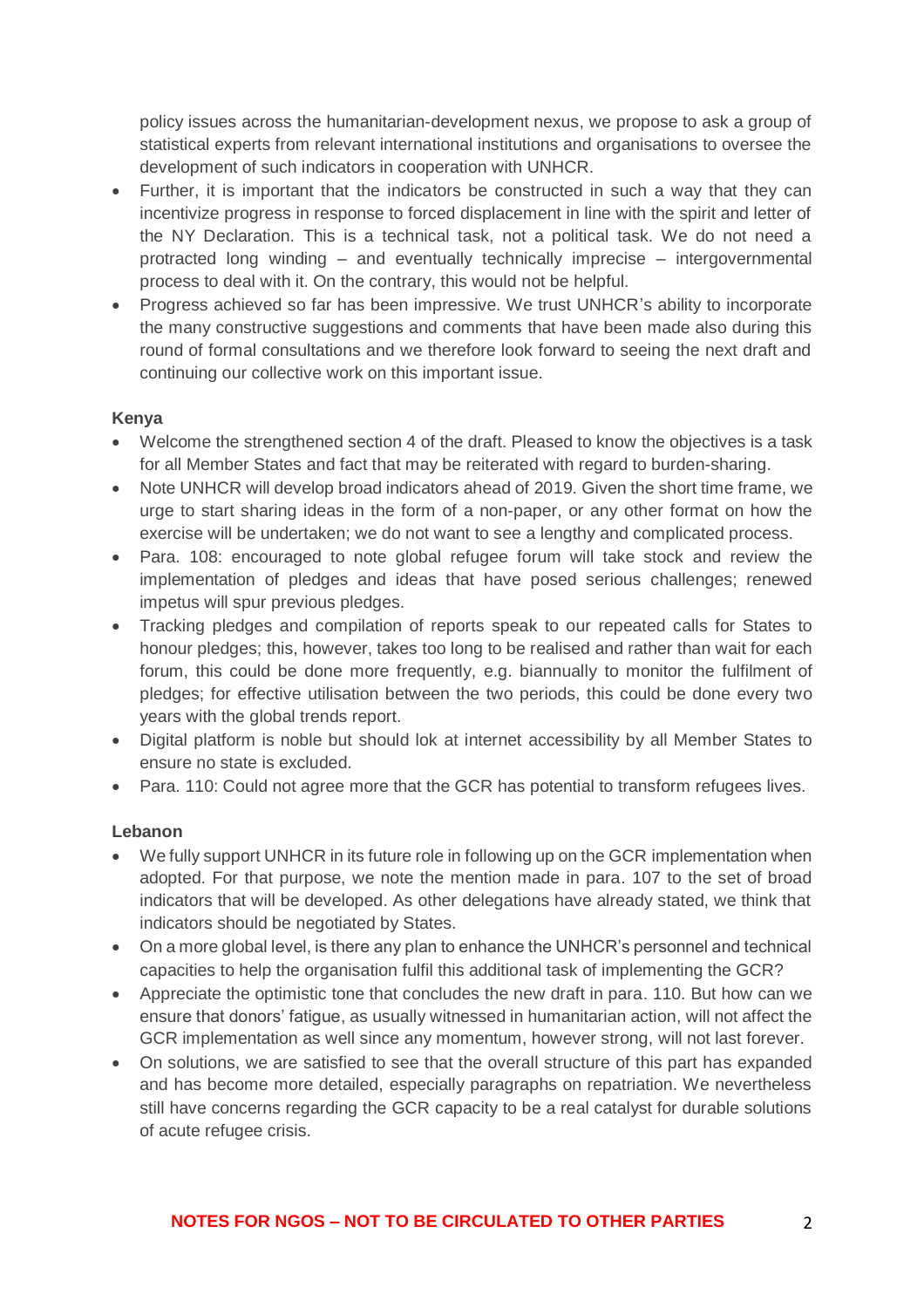policy issues across the humanitarian-development nexus, we propose to ask a group of statistical experts from relevant international institutions and organisations to oversee the development of such indicators in cooperation with UNHCR.

- Further, it is important that the indicators be constructed in such a way that they can incentivize progress in response to forced displacement in line with the spirit and letter of the NY Declaration. This is a technical task, not a political task. We do not need a protracted long winding – and eventually technically imprecise – intergovernmental process to deal with it. On the contrary, this would not be helpful.
- Progress achieved so far has been impressive. We trust UNHCR's ability to incorporate the many constructive suggestions and comments that have been made also during this round of formal consultations and we therefore look forward to seeing the next draft and continuing our collective work on this important issue.

**Kenya**

- Welcome the strengthened section 4 of the draft. Pleased to know the objectives is a task for all Member States and fact that may be reiterated with regard to burden-sharing.
- Note UNHCR will develop broad indicators ahead of 2019. Given the short time frame, we urge to start sharing ideas in the form of a non-paper, or any other format on how the exercise will be undertaken; we do not want to see a lengthy and complicated process.
- Para. 108: encouraged to note global refugee forum will take stock and review the implementation of pledges and ideas that have posed serious challenges; renewed impetus will spur previous pledges.
- Tracking pledges and compilation of reports speak to our repeated calls for States to honour pledges; this, however, takes too long to be realised and rather than wait for each forum, this could be done more frequently, e.g. biannually to monitor the fulfilment of pledges; for effective utilisation between the two periods, this could be done every two years with the global trends report.
- Digital platform is noble but should lok at internet accessibility by all Member States to ensure no state is excluded.
- Para. 110: Could not agree more that the GCR has potential to transform refugees lives.

**Lebanon**

- We fully support UNHCR in its future role in following up on the GCR implementation when adopted. For that purpose, we note the mention made in para. 107 to the set of broad indicators that will be developed. As other delegations have already stated, we think that indicators should be negotiated by States.
- On a more global level, is there any plan to enhance the UNHCR's personnel and technical capacities to help the organisation fulfil this additional task of implementing the GCR?
- Appreciate the optimistic tone that concludes the new draft in para. 110. But how can we ensure that donors' fatigue, as usually witnessed in humanitarian action, will not affect the GCR implementation as well since any momentum, however strong, will not last forever.
- On solutions, we are satisfied to see that the overall structure of this part has expanded and has become more detailed, especially paragraphs on repatriation. We nevertheless still have concerns regarding the GCR capacity to be a real catalyst for durable solutions of acute refugee crisis.

**NOTES FOR NGOS – NOT TO BE CIRCULATED TO OTHER PARTIES**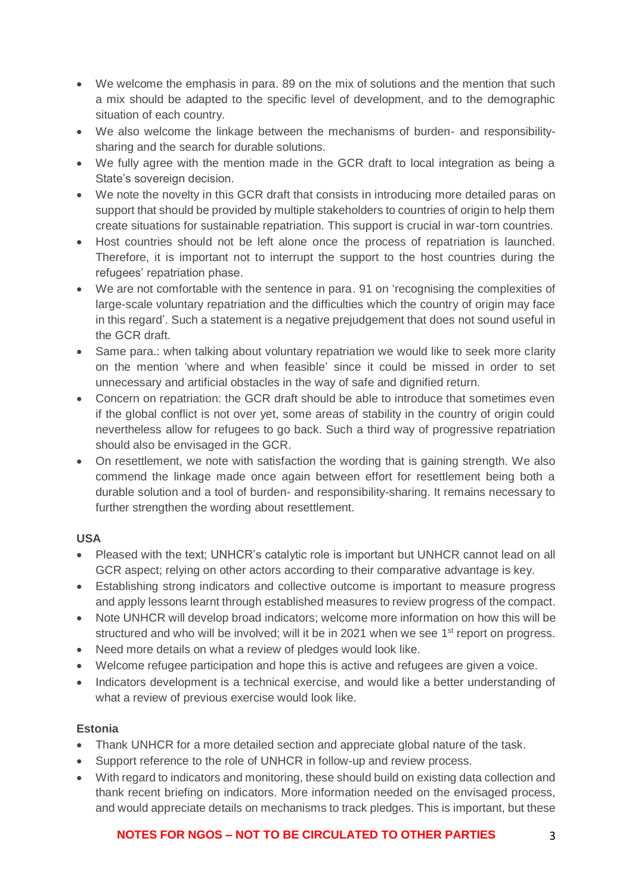- We welcome the emphasis in para. 89 on the mix of solutions and the mention that such a mix should be adapted to the specific level of development, and to the demographic situation of each country.
- We also welcome the linkage between the mechanisms of burden- and responsibility-sharing and the search for durable solutions.
- We fully agree with the mention made in the GCR draft to local integration as being a State's sovereign decision.
- We note the novelty in this GCR draft that consists in introducing more detailed paras on support that should be provided by multiple stakeholders to countries of origin to help them create situations for sustainable repatriation. This support is crucial in war-torn countries.
- Host countries should not be left alone once the process of repatriation is launched. Therefore, it is important not to interrupt the support to the host countries during the refugees' repatriation phase.
- We are not comfortable with the sentence in para. 91 on 'recognising the complexities of large-scale voluntary repatriation and the difficulties which the country of origin may face in this regard'. Such a statement is a negative prejudgement that does not sound useful in the GCR draft.
- Same para.: when talking about voluntary repatriation we would like to seek more clarity on the mention 'where and when feasible' since it could be missed in order to set unnecessary and artificial obstacles in the way of safe and dignified return.
- Concern on repatriation: the GCR draft should be able to introduce that sometimes even if the global conflict is not over yet, some areas of stability in the country of origin could nevertheless allow for refugees to go back. Such a third way of progressive repatriation should also be envisaged in the GCR.
- On resettlement, we note with satisfaction the wording that is gaining strength. We also commend the linkage made once again between effort for resettlement being both a durable solution and a tool of burden- and responsibility-sharing. It remains necessary to further strengthen the wording about resettlement.

**USA**

- Pleased with the text; UNHCR's catalytic role is important but UNHCR cannot lead on all GCR aspect; relying on other actors according to their comparative advantage is key.
- Establishing strong indicators and collective outcome is important to measure progress and apply lessons learnt through established measures to review progress of the compact.
- Note UNHCR will develop broad indicators; welcome more information on how this will be structured and who will be involved; will it be in 2021 when we see 1st report on progress.
- Need more details on what a review of pledges would look like.
- Welcome refugee participation and hope this is active and refugees are given a voice.
- Indicators development is a technical exercise, and would like a better understanding of what a review of previous exercise would look like.

**Estonia**

- Thank UNHCR for a more detailed section and appreciate global nature of the task.
- Support reference to the role of UNHCR in follow-up and review process.
- With regard to indicators and monitoring, these should build on existing data collection and thank recent briefing on indicators. More information needed on the envisaged process, and would appreciate details on mechanisms to track pledges. This is important, but these

**NOTES FOR NGOS – NOT TO BE CIRCULATED TO OTHER PARTIES**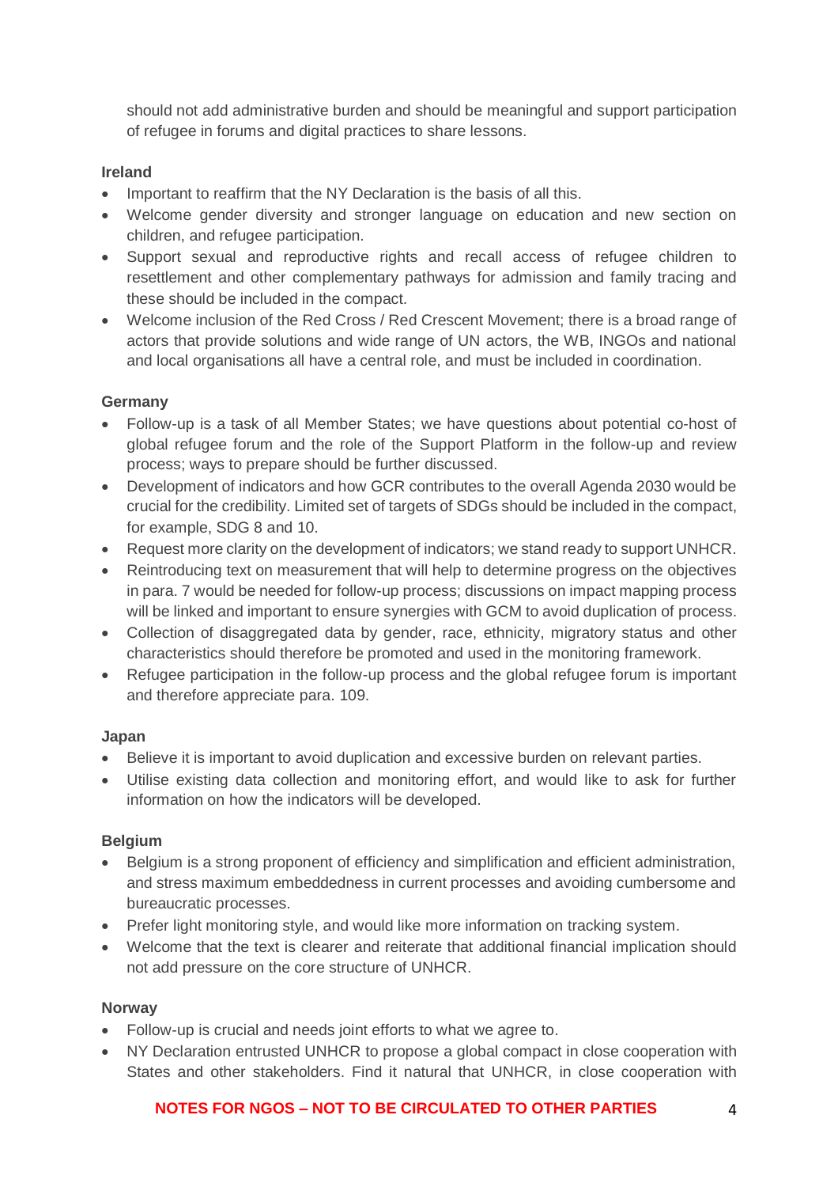should not add administrative burden and should be meaningful and support participation of refugee in forums and digital practices to share lessons.

**Ireland**

- Important to reaffirm that the NY Declaration is the basis of all this.
- Welcome gender diversity and stronger language on education and new section on children, and refugee participation.
- Support sexual and reproductive rights and recall access of refugee children to resettlement and other complementary pathways for admission and family tracing and these should be included in the compact.
- Welcome inclusion of the Red Cross / Red Crescent Movement; there is a broad range of actors that provide solutions and wide range of UN actors, the WB, INGOs and national and local organisations all have a central role, and must be included in coordination.

**Germany**

- Follow-up is a task of all Member States; we have questions about potential co-host of global refugee forum and the role of the Support Platform in the follow-up and review process; ways to prepare should be further discussed.
- Development of indicators and how GCR contributes to the overall Agenda 2030 would be crucial for the credibility. Limited set of targets of SDGs should be included in the compact, for example, SDG 8 and 10.
- Request more clarity on the development of indicators; we stand ready to support UNHCR.
- Reintroducing text on measurement that will help to determine progress on the objectives in para. 7 would be needed for follow-up process; discussions on impact mapping process will be linked and important to ensure synergies with GCM to avoid duplication of process.
- Collection of disaggregated data by gender, race, ethnicity, migratory status and other characteristics should therefore be promoted and used in the monitoring framework.
- Refugee participation in the follow-up process and the global refugee forum is important and therefore appreciate para. 109.

**Japan**

- Believe it is important to avoid duplication and excessive burden on relevant parties.
- Utilise existing data collection and monitoring effort, and would like to ask for further information on how the indicators will be developed.

**Belgium**

- Belgium is a strong proponent of efficiency and simplification and efficient administration, and stress maximum embeddedness in current processes and avoiding cumbersome and bureaucratic processes.
- Prefer light monitoring style, and would like more information on tracking system.
- Welcome that the text is clearer and reiterate that additional financial implication should not add pressure on the core structure of UNHCR.

**Norway**

- Follow-up is crucial and needs joint efforts to what we agree to.
- NY Declaration entrusted UNHCR to propose a global compact in close cooperation with States and other stakeholders. Find it natural that UNHCR, in close cooperation with

**NOTES FOR NGOS – NOT TO BE CIRCULATED TO OTHER PARTIES**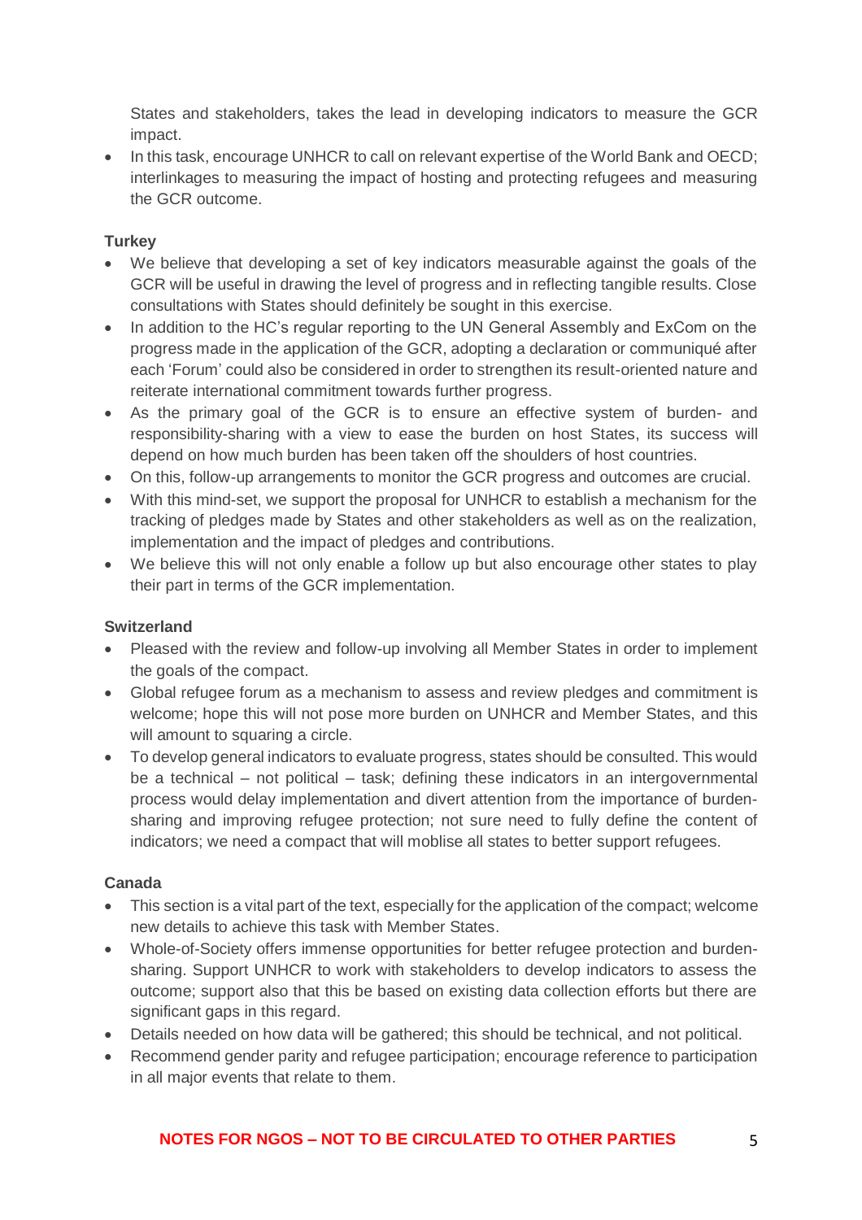States and stakeholders, takes the lead in developing indicators to measure the GCR impact.

- In this task, encourage UNHCR to call on relevant expertise of the World Bank and OECD; interlinkages to measuring the impact of hosting and protecting refugees and measuring the GCR outcome.

**Turkey**

- We believe that developing a set of key indicators measurable against the goals of the GCR will be useful in drawing the level of progress and in reflecting tangible results. Close consultations with States should definitely be sought in this exercise.
- In addition to the HC's regular reporting to the UN General Assembly and ExCom on the progress made in the application of the GCR, adopting a declaration or communiqué after each 'Forum' could also be considered in order to strengthen its result-oriented nature and reiterate international commitment towards further progress.
- As the primary goal of the GCR is to ensure an effective system of burden- and responsibility-sharing with a view to ease the burden on host States, its success will depend on how much burden has been taken off the shoulders of host countries.
- On this, follow-up arrangements to monitor the GCR progress and outcomes are crucial.
- With this mind-set, we support the proposal for UNHCR to establish a mechanism for the tracking of pledges made by States and other stakeholders as well as on the realization, implementation and the impact of pledges and contributions.
- We believe this will not only enable a follow up but also encourage other states to play their part in terms of the GCR implementation.

**Switzerland**

- Pleased with the review and follow-up involving all Member States in order to implement the goals of the compact.
- Global refugee forum as a mechanism to assess and review pledges and commitment is welcome; hope this will not pose more burden on UNHCR and Member States, and this will amount to squaring a circle.
- To develop general indicators to evaluate progress, states should be consulted. This would be a technical – not political – task; defining these indicators in an intergovernmental process would delay implementation and divert attention from the importance of burden-sharing and improving refugee protection; not sure need to fully define the content of indicators; we need a compact that will moblise all states to better support refugees.

**Canada**

- This section is a vital part of the text, especially for the application of the compact; welcome new details to achieve this task with Member States.
- Whole-of-Society offers immense opportunities for better refugee protection and burden-sharing. Support UNHCR to work with stakeholders to develop indicators to assess the outcome; support also that this be based on existing data collection efforts but there are significant gaps in this regard.
- Details needed on how data will be gathered; this should be technical, and not political.
- Recommend gender parity and refugee participation; encourage reference to participation in all major events that relate to them.

**NOTES FOR NGOS – NOT TO BE CIRCULATED TO OTHER PARTIES**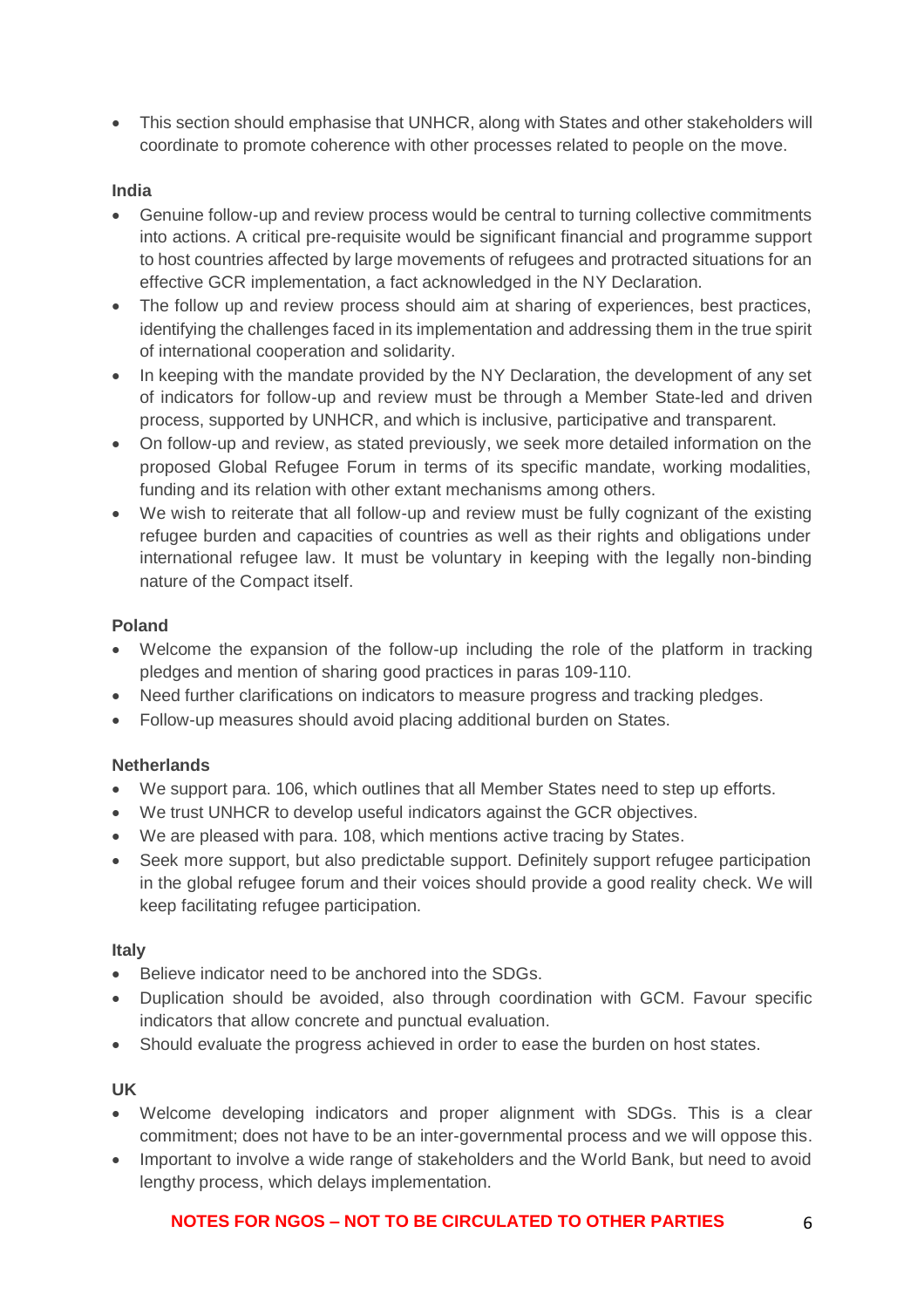- This section should emphasise that UNHCR, along with States and other stakeholders will coordinate to promote coherence with other processes related to people on the move.

**India**

- Genuine follow-up and review process would be central to turning collective commitments into actions. A critical pre-requisite would be significant financial and programme support to host countries affected by large movements of refugees and protracted situations for an effective GCR implementation, a fact acknowledged in the NY Declaration.
- The follow up and review process should aim at sharing of experiences, best practices, identifying the challenges faced in its implementation and addressing them in the true spirit of international cooperation and solidarity.
- In keeping with the mandate provided by the NY Declaration, the development of any set of indicators for follow-up and review must be through a Member State-led and driven process, supported by UNHCR, and which is inclusive, participative and transparent.
- On follow-up and review, as stated previously, we seek more detailed information on the proposed Global Refugee Forum in terms of its specific mandate, working modalities, funding and its relation with other extant mechanisms among others.
- We wish to reiterate that all follow-up and review must be fully cognizant of the existing refugee burden and capacities of countries as well as their rights and obligations under international refugee law. It must be voluntary in keeping with the legally non-binding nature of the Compact itself.

**Poland**

- Welcome the expansion of the follow-up including the role of the platform in tracking pledges and mention of sharing good practices in paras 109-110.
- Need further clarifications on indicators to measure progress and tracking pledges.
- Follow-up measures should avoid placing additional burden on States.

**Netherlands**

- We support para. 106, which outlines that all Member States need to step up efforts.
- We trust UNHCR to develop useful indicators against the GCR objectives.
- We are pleased with para. 108, which mentions active tracing by States.
- Seek more support, but also predictable support. Definitely support refugee participation in the global refugee forum and their voices should provide a good reality check. We will keep facilitating refugee participation.

**Italy**

- Believe indicator need to be anchored into the SDGs.
- Duplication should be avoided, also through coordination with GCM. Favour specific indicators that allow concrete and punctual evaluation.
- Should evaluate the progress achieved in order to ease the burden on host states.

**UK**

- Welcome developing indicators and proper alignment with SDGs. This is a clear commitment; does not have to be an inter-governmental process and we will oppose this.
- Important to involve a wide range of stakeholders and the World Bank, but need to avoid lengthy process, which delays implementation.

**NOTES FOR NGOS – NOT TO BE CIRCULATED TO OTHER PARTIES**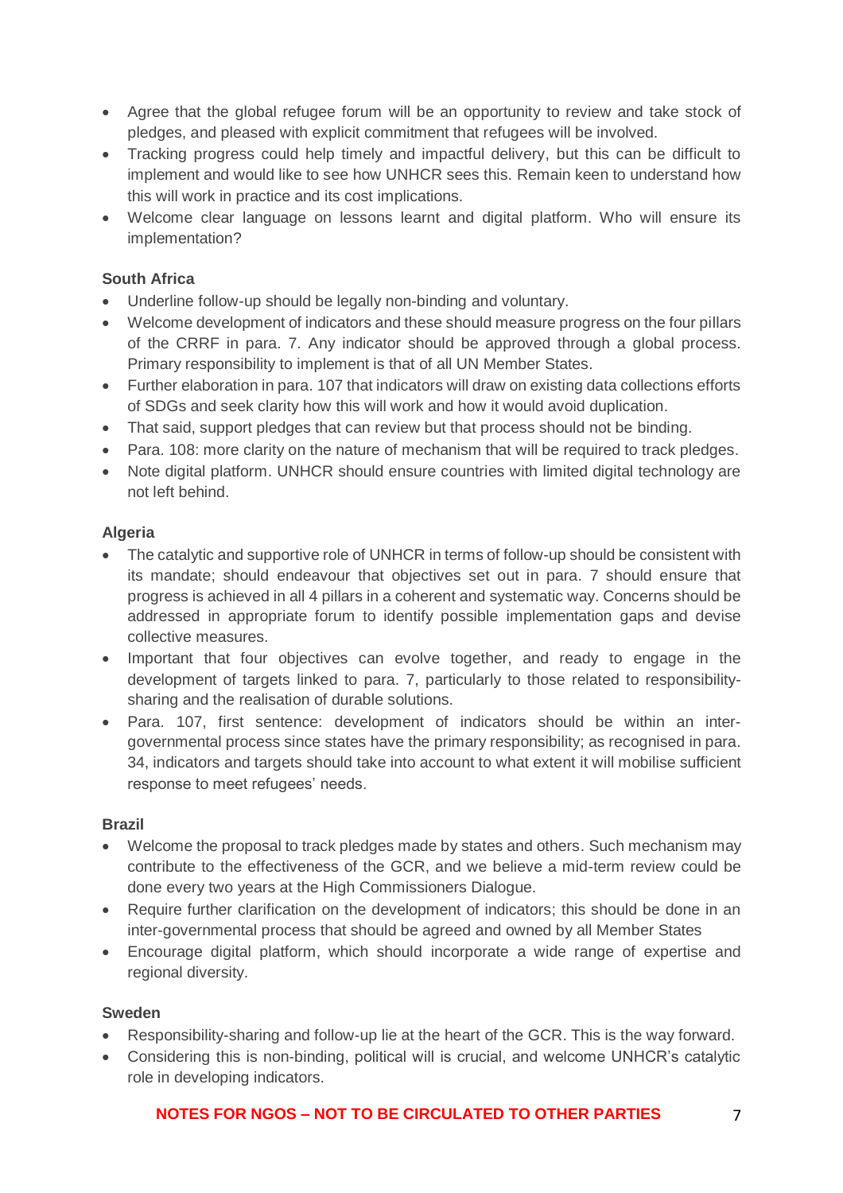- Agree that the global refugee forum will be an opportunity to review and take stock of pledges, and pleased with explicit commitment that refugees will be involved.
- Tracking progress could help timely and impactful delivery, but this can be difficult to implement and would like to see how UNHCR sees this. Remain keen to understand how this will work in practice and its cost implications.
- Welcome clear language on lessons learnt and digital platform. Who will ensure its implementation?

**South Africa**

- Underline follow-up should be legally non-binding and voluntary.
- Welcome development of indicators and these should measure progress on the four pillars of the CRRF in para. 7. Any indicator should be approved through a global process. Primary responsibility to implement is that of all UN Member States.
- Further elaboration in para. 107 that indicators will draw on existing data collections efforts of SDGs and seek clarity how this will work and how it would avoid duplication.
- That said, support pledges that can review but that process should not be binding.
- Para. 108: more clarity on the nature of mechanism that will be required to track pledges.
- Note digital platform. UNHCR should ensure countries with limited digital technology are not left behind.

**Algeria**

- The catalytic and supportive role of UNHCR in terms of follow-up should be consistent with its mandate; should endeavour that objectives set out in para. 7 should ensure that progress is achieved in all 4 pillars in a coherent and systematic way. Concerns should be addressed in appropriate forum to identify possible implementation gaps and devise collective measures.
- Important that four objectives can evolve together, and ready to engage in the development of targets linked to para. 7, particularly to those related to responsibility-sharing and the realisation of durable solutions.
- Para. 107, first sentence: development of indicators should be within an inter-governmental process since states have the primary responsibility; as recognised in para. 34, indicators and targets should take into account to what extent it will mobilise sufficient response to meet refugees' needs.

**Brazil**

- Welcome the proposal to track pledges made by states and others. Such mechanism may contribute to the effectiveness of the GCR, and we believe a mid-term review could be done every two years at the High Commissioners Dialogue.
- Require further clarification on the development of indicators; this should be done in an inter-governmental process that should be agreed and owned by all Member States
- Encourage digital platform, which should incorporate a wide range of expertise and regional diversity.

**Sweden**

- Responsibility-sharing and follow-up lie at the heart of the GCR. This is the way forward.
- Considering this is non-binding, political will is crucial, and welcome UNHCR's catalytic role in developing indicators.

**NOTES FOR NGOS – NOT TO BE CIRCULATED TO OTHER PARTIES**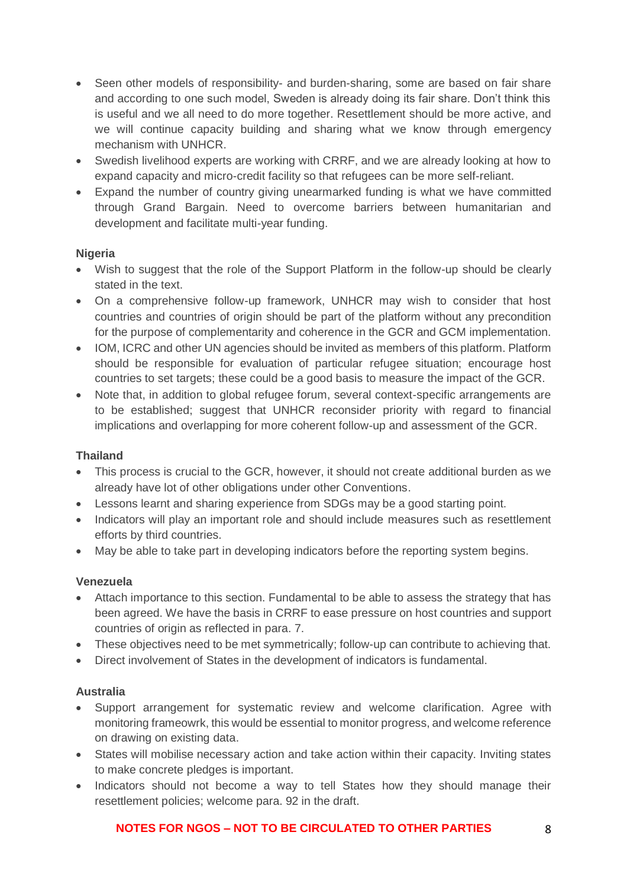- Seen other models of responsibility- and burden-sharing, some are based on fair share and according to one such model, Sweden is already doing its fair share. Don't think this is useful and we all need to do more together. Resettlement should be more active, and we will continue capacity building and sharing what we know through emergency mechanism with UNHCR.
- Swedish livelihood experts are working with CRRF, and we are already looking at how to expand capacity and micro-credit facility so that refugees can be more self-reliant.
- Expand the number of country giving unearmarked funding is what we have committed through Grand Bargain. Need to overcome barriers between humanitarian and development and facilitate multi-year funding.

**Nigeria**

- Wish to suggest that the role of the Support Platform in the follow-up should be clearly stated in the text.
- On a comprehensive follow-up framework, UNHCR may wish to consider that host countries and countries of origin should be part of the platform without any precondition for the purpose of complementarity and coherence in the GCR and GCM implementation.
- IOM, ICRC and other UN agencies should be invited as members of this platform. Platform should be responsible for evaluation of particular refugee situation; encourage host countries to set targets; these could be a good basis to measure the impact of the GCR.
- Note that, in addition to global refugee forum, several context-specific arrangements are to be established; suggest that UNHCR reconsider priority with regard to financial implications and overlapping for more coherent follow-up and assessment of the GCR.

**Thailand**

- This process is crucial to the GCR, however, it should not create additional burden as we already have lot of other obligations under other Conventions.
- Lessons learnt and sharing experience from SDGs may be a good starting point.
- Indicators will play an important role and should include measures such as resettlement efforts by third countries.
- May be able to take part in developing indicators before the reporting system begins.

**Venezuela**

- Attach importance to this section. Fundamental to be able to assess the strategy that has been agreed. We have the basis in CRRF to ease pressure on host countries and support countries of origin as reflected in para. 7.
- These objectives need to be met symmetrically; follow-up can contribute to achieving that.
- Direct involvement of States in the development of indicators is fundamental.

**Australia**

- Support arrangement for systematic review and welcome clarification. Agree with monitoring frameowrk, this would be essential to monitor progress, and welcome reference on drawing on existing data.
- States will mobilise necessary action and take action within their capacity. Inviting states to make concrete pledges is important.
- Indicators should not become a way to tell States how they should manage their resettlement policies; welcome para. 92 in the draft.

**NOTES FOR NGOS – NOT TO BE CIRCULATED TO OTHER PARTIES**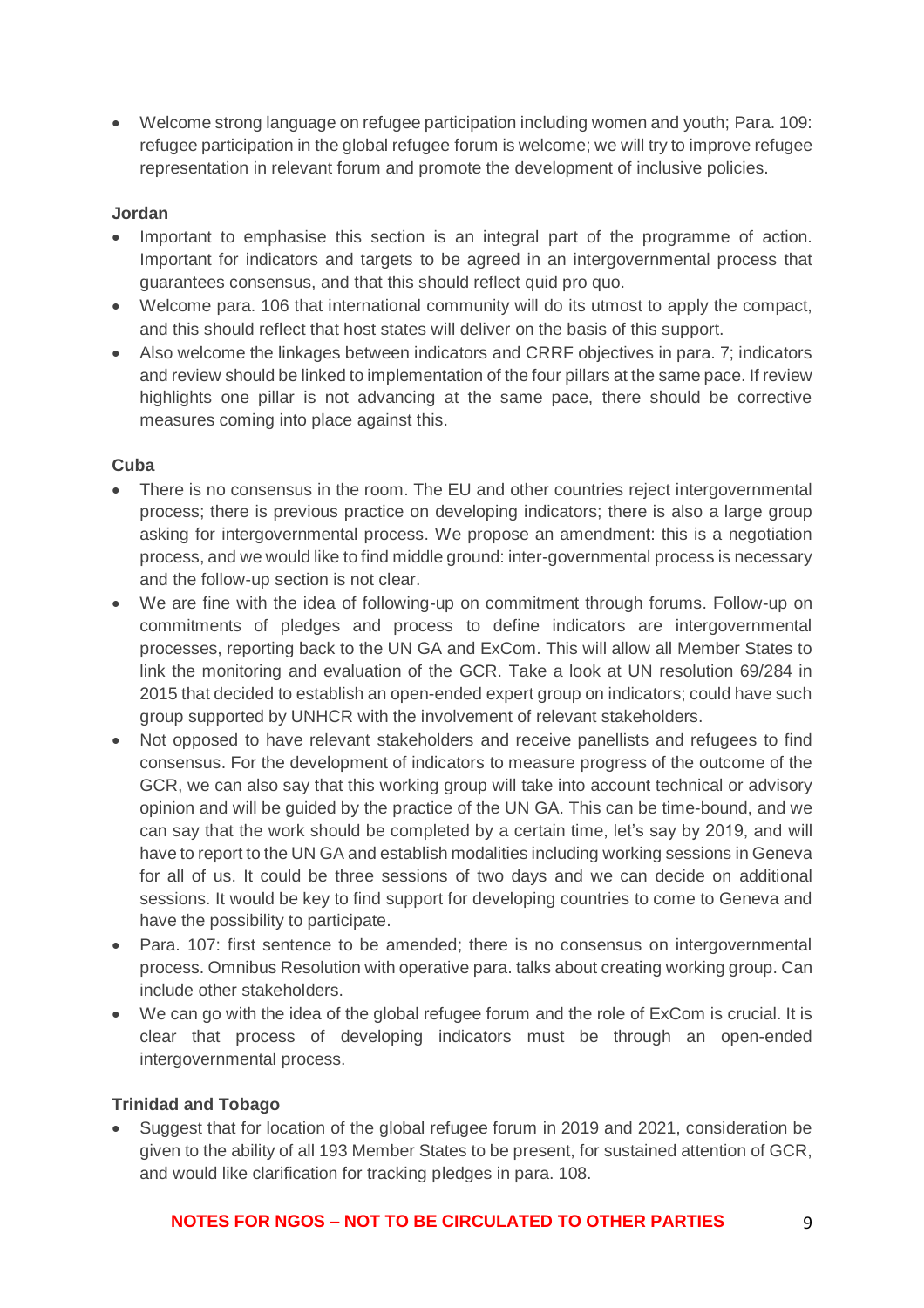- Welcome strong language on refugee participation including women and youth; Para. 109: refugee participation in the global refugee forum is welcome; we will try to improve refugee representation in relevant forum and promote the development of inclusive policies.

**Jordan**

- Important to emphasise this section is an integral part of the programme of action. Important for indicators and targets to be agreed in an intergovernmental process that guarantees consensus, and that this should reflect quid pro quo.
- Welcome para. 106 that international community will do its utmost to apply the compact, and this should reflect that host states will deliver on the basis of this support.
- Also welcome the linkages between indicators and CRRF objectives in para. 7; indicators and review should be linked to implementation of the four pillars at the same pace. If review highlights one pillar is not advancing at the same pace, there should be corrective measures coming into place against this.

**Cuba**

- There is no consensus in the room. The EU and other countries reject intergovernmental process; there is previous practice on developing indicators; there is also a large group asking for intergovernmental process. We propose an amendment: this is a negotiation process, and we would like to find middle ground: inter-governmental process is necessary and the follow-up section is not clear.
- We are fine with the idea of following-up on commitment through forums. Follow-up on commitments of pledges and process to define indicators are intergovernmental processes, reporting back to the UN GA and ExCom. This will allow all Member States to link the monitoring and evaluation of the GCR. Take a look at UN resolution 69/284 in 2015 that decided to establish an open-ended expert group on indicators; could have such group supported by UNHCR with the involvement of relevant stakeholders.
- Not opposed to have relevant stakeholders and receive panellists and refugees to find consensus. For the development of indicators to measure progress of the outcome of the GCR, we can also say that this working group will take into account technical or advisory opinion and will be guided by the practice of the UN GA. This can be time-bound, and we can say that the work should be completed by a certain time, let's say by 2019, and will have to report to the UN GA and establish modalities including working sessions in Geneva for all of us. It could be three sessions of two days and we can decide on additional sessions. It would be key to find support for developing countries to come to Geneva and have the possibility to participate.
- Para. 107: first sentence to be amended; there is no consensus on intergovernmental process. Omnibus Resolution with operative para. talks about creating working group. Can include other stakeholders.
- We can go with the idea of the global refugee forum and the role of ExCom is crucial. It is clear that process of developing indicators must be through an open-ended intergovernmental process.

**Trinidad and Tobago**

- Suggest that for location of the global refugee forum in 2019 and 2021, consideration be given to the ability of all 193 Member States to be present, for sustained attention of GCR, and would like clarification for tracking pledges in para. 108.

**NOTES FOR NGOS – NOT TO BE CIRCULATED TO OTHER PARTIES**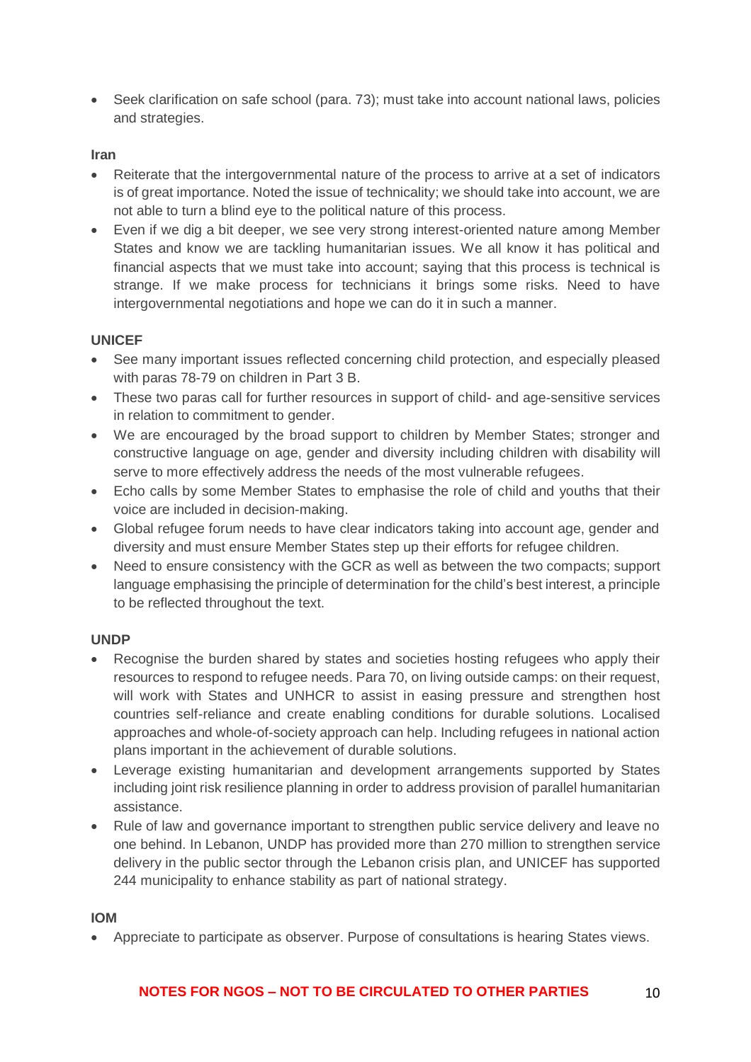- Seek clarification on safe school (para. 73); must take into account national laws, policies and strategies.

**Iran**

- Reiterate that the intergovernmental nature of the process to arrive at a set of indicators is of great importance. Noted the issue of technicality; we should take into account, we are not able to turn a blind eye to the political nature of this process.
- Even if we dig a bit deeper, we see very strong interest-oriented nature among Member States and know we are tackling humanitarian issues. We all know it has political and financial aspects that we must take into account; saying that this process is technical is strange. If we make process for technicians it brings some risks. Need to have intergovernmental negotiations and hope we can do it in such a manner.

**UNICEF**

- See many important issues reflected concerning child protection, and especially pleased with paras 78-79 on children in Part 3 B.
- These two paras call for further resources in support of child- and age-sensitive services in relation to commitment to gender.
- We are encouraged by the broad support to children by Member States; stronger and constructive language on age, gender and diversity including children with disability will serve to more effectively address the needs of the most vulnerable refugees.
- Echo calls by some Member States to emphasise the role of child and youths that their voice are included in decision-making.
- Global refugee forum needs to have clear indicators taking into account age, gender and diversity and must ensure Member States step up their efforts for refugee children.
- Need to ensure consistency with the GCR as well as between the two compacts; support language emphasising the principle of determination for the child's best interest, a principle to be reflected throughout the text.

**UNDP**

- Recognise the burden shared by states and societies hosting refugees who apply their resources to respond to refugee needs. Para 70, on living outside camps: on their request, will work with States and UNHCR to assist in easing pressure and strengthen host countries self-reliance and create enabling conditions for durable solutions. Localised approaches and whole-of-society approach can help. Including refugees in national action plans important in the achievement of durable solutions.
- Leverage existing humanitarian and development arrangements supported by States including joint risk resilience planning in order to address provision of parallel humanitarian assistance.
- Rule of law and governance important to strengthen public service delivery and leave no one behind. In Lebanon, UNDP has provided more than 270 million to strengthen service delivery in the public sector through the Lebanon crisis plan, and UNICEF has supported 244 municipality to enhance stability as part of national strategy.

**IOM**

- Appreciate to participate as observer. Purpose of consultations is hearing States views.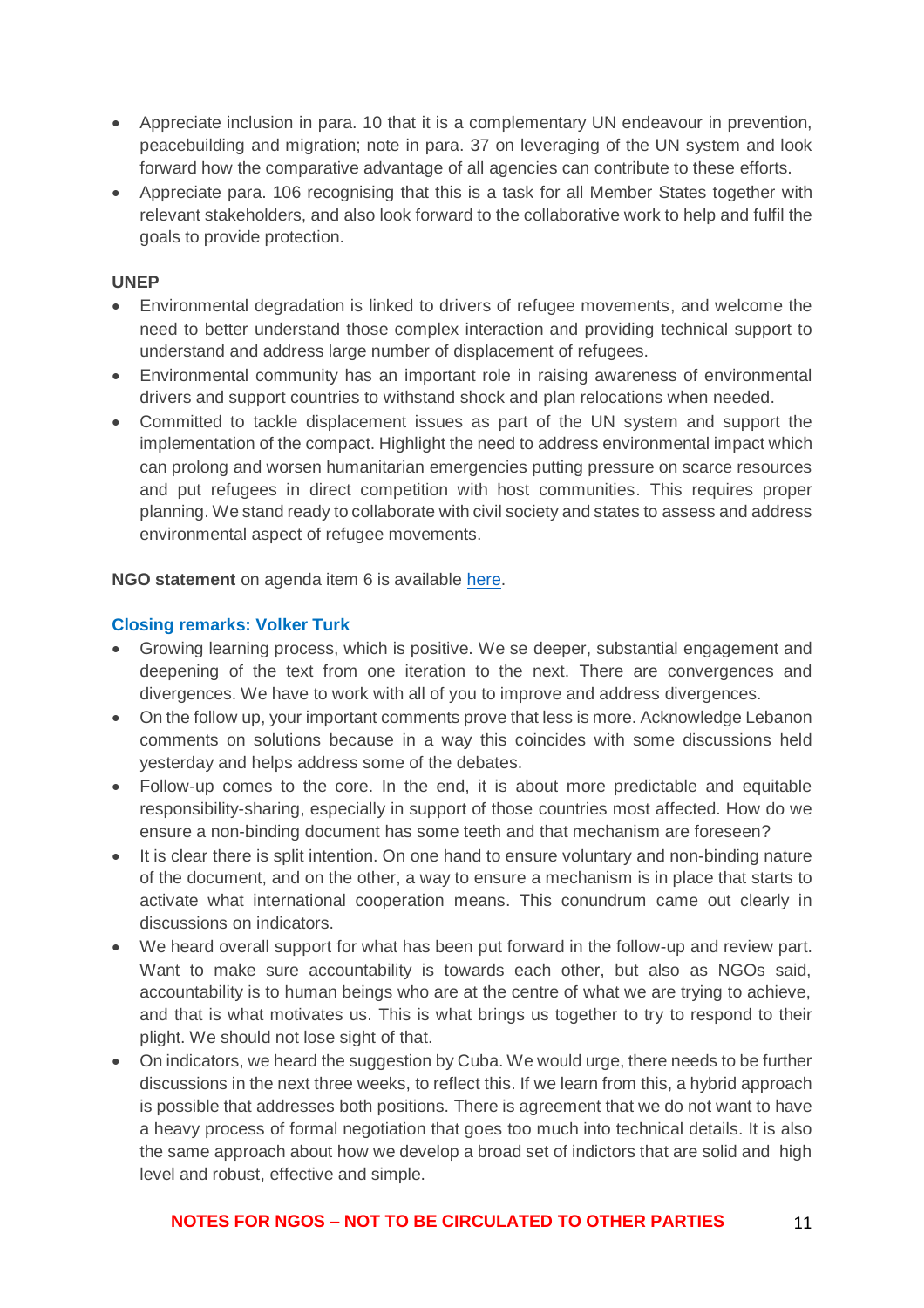- Appreciate inclusion in para. 10 that it is a complementary UN endeavour in prevention, peacebuilding and migration; note in para. 37 on leveraging of the UN system and look forward how the comparative advantage of all agencies can contribute to these efforts.
- Appreciate para. 106 recognising that this is a task for all Member States together with relevant stakeholders, and also look forward to the collaborative work to help and fulfil the goals to provide protection.

**UNEP**

- Environmental degradation is linked to drivers of refugee movements, and welcome the need to better understand those complex interaction and providing technical support to understand and address large number of displacement of refugees.
- Environmental community has an important role in raising awareness of environmental drivers and support countries to withstand shock and plan relocations when needed.
- Committed to tackle displacement issues as part of the UN system and support the implementation of the compact. Highlight the need to address environmental impact which can prolong and worsen humanitarian emergencies putting pressure on scarce resources and put refugees in direct competition with host communities. This requires proper planning. We stand ready to collaborate with civil society and states to assess and address environmental aspect of refugee movements.

**NGO statement** on agenda item 6 is available [here](here).

### Closing remarks: Volker Turk

- Growing learning process, which is positive. We se deeper, substantial engagement and deepening of the text from one iteration to the next. There are convergences and divergences. We have to work with all of you to improve and address divergences.
- On the follow up, your important comments prove that less is more. Acknowledge Lebanon comments on solutions because in a way this coincides with some discussions held yesterday and helps address some of the debates.
- Follow-up comes to the core. In the end, it is about more predictable and equitable responsibility-sharing, especially in support of those countries most affected. How do we ensure a non-binding document has some teeth and that mechanism are foreseen?
- It is clear there is split intention. On one hand to ensure voluntary and non-binding nature of the document, and on the other, a way to ensure a mechanism is in place that starts to activate what international cooperation means. This conundrum came out clearly in discussions on indicators.
- We heard overall support for what has been put forward in the follow-up and review part. Want to make sure accountability is towards each other, but also as NGOs said, accountability is to human beings who are at the centre of what we are trying to achieve, and that is what motivates us. This is what brings us together to try to respond to their plight. We should not lose sight of that.
- On indicators, we heard the suggestion by Cuba. We would urge, there needs to be further discussions in the next three weeks, to reflect this. If we learn from this, a hybrid approach is possible that addresses both positions. There is agreement that we do not want to have a heavy process of formal negotiation that goes too much into technical details. It is also the same approach about how we develop a broad set of indictors that are solid and high level and robust, effective and simple.

**NOTES FOR NGOS – NOT TO BE CIRCULATED TO OTHER PARTIES**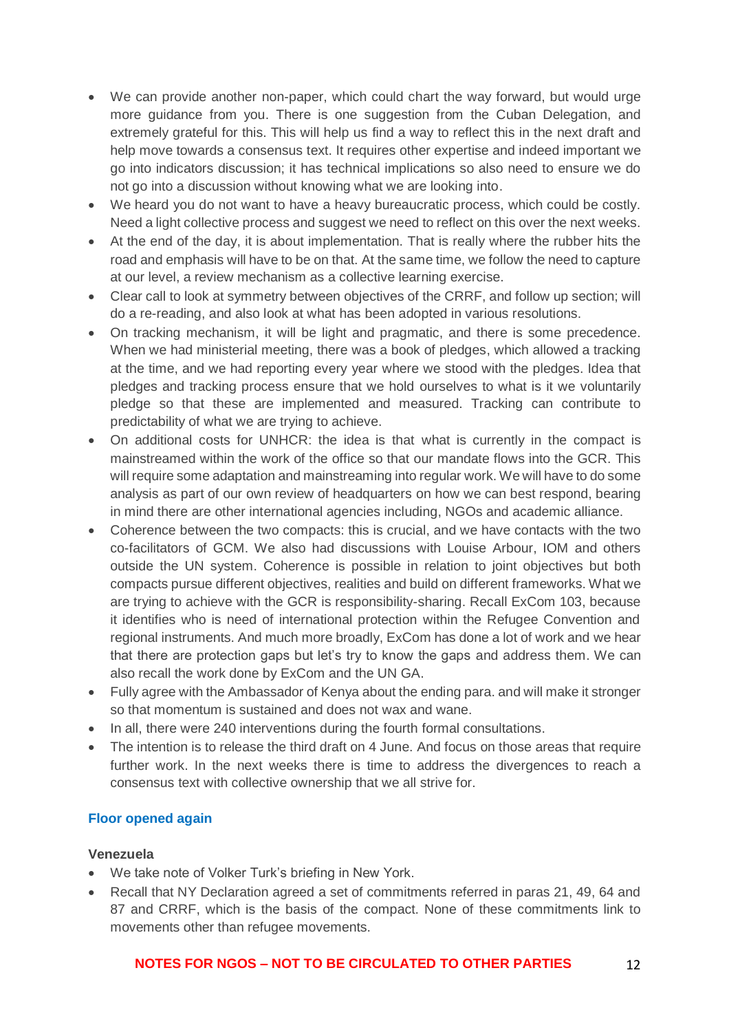- We can provide another non-paper, which could chart the way forward, but would urge more guidance from you. There is one suggestion from the Cuban Delegation, and extremely grateful for this. This will help us find a way to reflect this in the next draft and help move towards a consensus text. It requires other expertise and indeed important we go into indicators discussion; it has technical implications so also need to ensure we do not go into a discussion without knowing what we are looking into.
- We heard you do not want to have a heavy bureaucratic process, which could be costly. Need a light collective process and suggest we need to reflect on this over the next weeks.
- At the end of the day, it is about implementation. That is really where the rubber hits the road and emphasis will have to be on that. At the same time, we follow the need to capture at our level, a review mechanism as a collective learning exercise.
- Clear call to look at symmetry between objectives of the CRRF, and follow up section; will do a re-reading, and also look at what has been adopted in various resolutions.
- On tracking mechanism, it will be light and pragmatic, and there is some precedence. When we had ministerial meeting, there was a book of pledges, which allowed a tracking at the time, and we had reporting every year where we stood with the pledges. Idea that pledges and tracking process ensure that we hold ourselves to what is it we voluntarily pledge so that these are implemented and measured. Tracking can contribute to predictability of what we are trying to achieve.
- On additional costs for UNHCR: the idea is that what is currently in the compact is mainstreamed within the work of the office so that our mandate flows into the GCR. This will require some adaptation and mainstreaming into regular work. We will have to do some analysis as part of our own review of headquarters on how we can best respond, bearing in mind there are other international agencies including, NGOs and academic alliance.
- Coherence between the two compacts: this is crucial, and we have contacts with the two co-facilitators of GCM. We also had discussions with Louise Arbour, IOM and others outside the UN system. Coherence is possible in relation to joint objectives but both compacts pursue different objectives, realities and build on different frameworks. What we are trying to achieve with the GCR is responsibility-sharing. Recall ExCom 103, because it identifies who is need of international protection within the Refugee Convention and regional instruments. And much more broadly, ExCom has done a lot of work and we hear that there are protection gaps but let's try to know the gaps and address them. We can also recall the work done by ExCom and the UN GA.
- Fully agree with the Ambassador of Kenya about the ending para. and will make it stronger so that momentum is sustained and does not wax and wane.
- In all, there were 240 interventions during the fourth formal consultations.
- The intention is to release the third draft on 4 June. And focus on those areas that require further work. In the next weeks there is time to address the divergences to reach a consensus text with collective ownership that we all strive for.

### Floor opened again

**Venezuela**

- We take note of Volker Turk's briefing in New York.
- Recall that NY Declaration agreed a set of commitments referred in paras 21, 49, 64 and 87 and CRRF, which is the basis of the compact. None of these commitments link to movements other than refugee movements.

**NOTES FOR NGOS – NOT TO BE CIRCULATED TO OTHER PARTIES**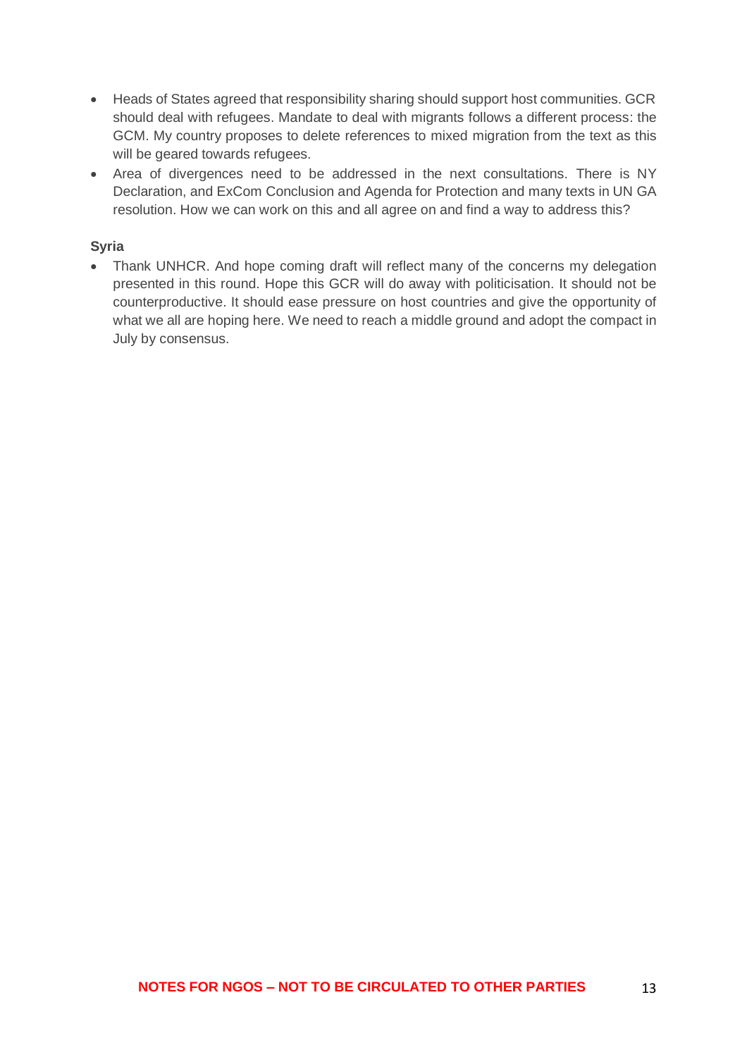- Heads of States agreed that responsibility sharing should support host communities. GCR should deal with refugees. Mandate to deal with migrants follows a different process: the GCM. My country proposes to delete references to mixed migration from the text as this will be geared towards refugees.
- Area of divergences need to be addressed in the next consultations. There is NY Declaration, and ExCom Conclusion and Agenda for Protection and many texts in UN GA resolution. How we can work on this and all agree on and find a way to address this?

**Syria**

- Thank UNHCR. And hope coming draft will reflect many of the concerns my delegation presented in this round. Hope this GCR will do away with politicisation. It should not be counterproductive. It should ease pressure on host countries and give the opportunity of what we all are hoping here. We need to reach a middle ground and adopt the compact in July by consensus.

**NOTES FOR NGOS – NOT TO BE CIRCULATED TO OTHER PARTIES**